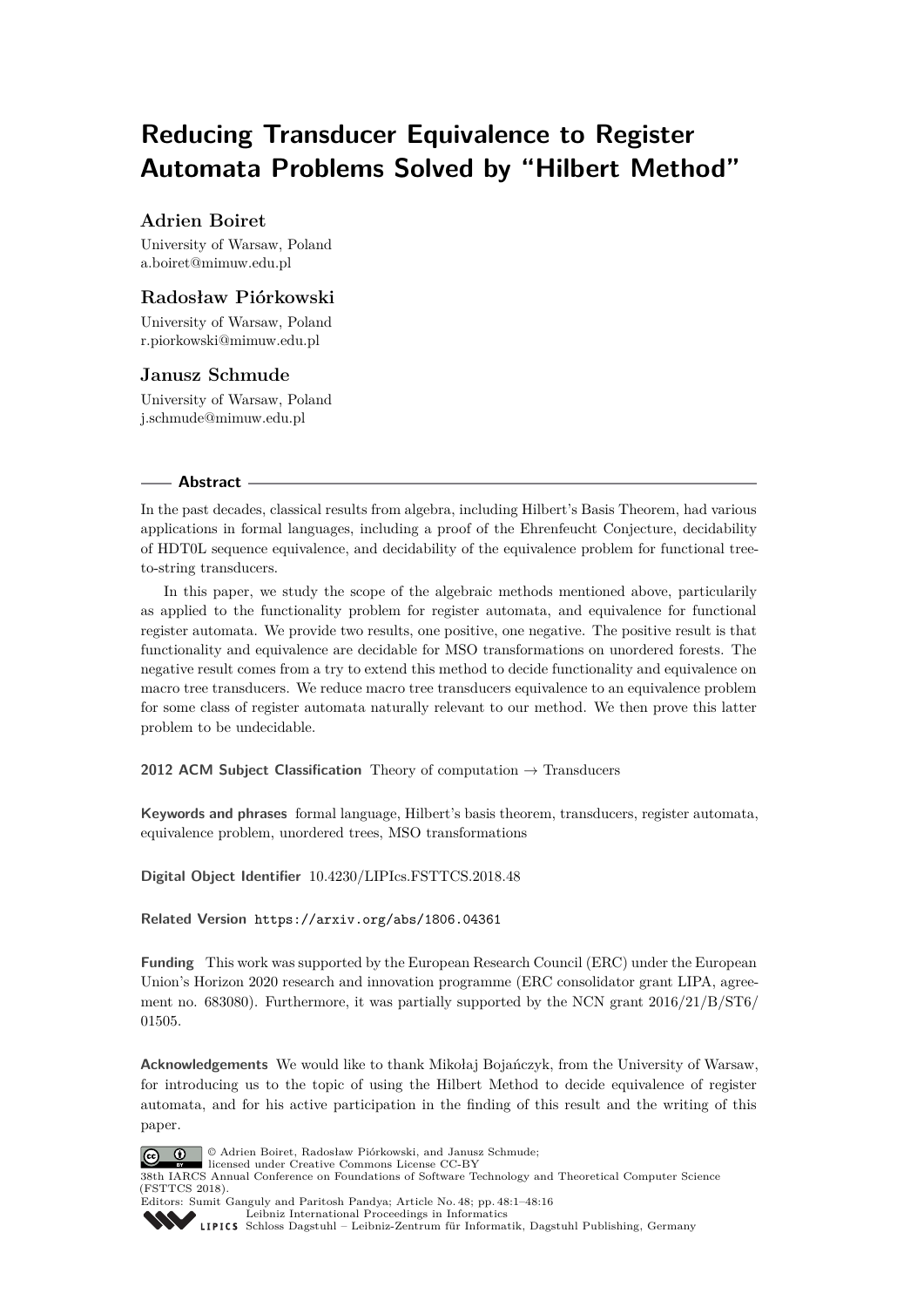# Reducing Transducer Equivalence to Register Automata Problems Solved by “Hilbert Method”

**Adrien Boiret**
University of Warsaw, Poland
a.boiret@mimuw.edu.pl

**Radosław Piórkowski**
University of Warsaw, Poland
r.piorkowski@mimuw.edu.pl

**Janusz Schmude**
University of Warsaw, Poland
j.schmude@mimuw.edu.pl

## Abstract

In the past decades, classical results from algebra, including Hilbert’s Basis Theorem, had various applications in formal languages, including a proof of the Ehrenfeucht Conjecture, decidability of HDT0L sequence equivalence, and decidability of the equivalence problem for functional tree-to-string transducers.

In this paper, we study the scope of the algebraic methods mentioned above, particularily as applied to the functionality problem for register automata, and equivalence for functional register automata. We provide two results, one positive, one negative. The positive result is that functionality and equivalence are decidable for MSO transformations on unordered forests. The negative result comes from a try to extend this method to decide functionality and equivalence on macro tree transducers. We reduce macro tree transducers equivalence to an equivalence problem for some class of register automata naturally relevant to our method. We then prove this latter problem to be undecidable.

**2012 ACM Subject Classification** Theory of computation → Transducers

**Keywords and phrases** formal language, Hilbert’s basis theorem, transducers, register automata, equivalence problem, unordered trees, MSO transformations

**Digital Object Identifier** 10.4230/LIPIcs.FSTTCS.2018.48

**Related Version** https://arxiv.org/abs/1806.04361

**Funding** This work was supported by the European Research Council (ERC) under the European Union’s Horizon 2020 research and innovation programme (ERC consolidator grant LIPA, agreement no. 683080). Furthermore, it was partially supported by the NCN grant 2016/21/B/ST6/01505.

**Acknowledgements** We would like to thank Mikołaj Bojańczyk, from the University of Warsaw, for introducing us to the topic of using the Hilbert Method to decide equivalence of register automata, and for his active participation in the finding of this result and the writing of this paper.

© Adrien Boiret, Radosław Piórkowski, and Janusz Schmude;
licensed under Creative Commons License CC-BY
38th IARCS Annual Conference on Foundations of Software Technology and Theoretical Computer Science (FSTTCS 2018).
Editors: Sumit Ganguly and Paritosh Pandya; Article No. 48; pp. 48:1–48:16
Leibniz International Proceedings in Informatics
Schloss Dagstuhl – Leibniz-Zentrum für Informatik, Dagstuhl Publishing, Germany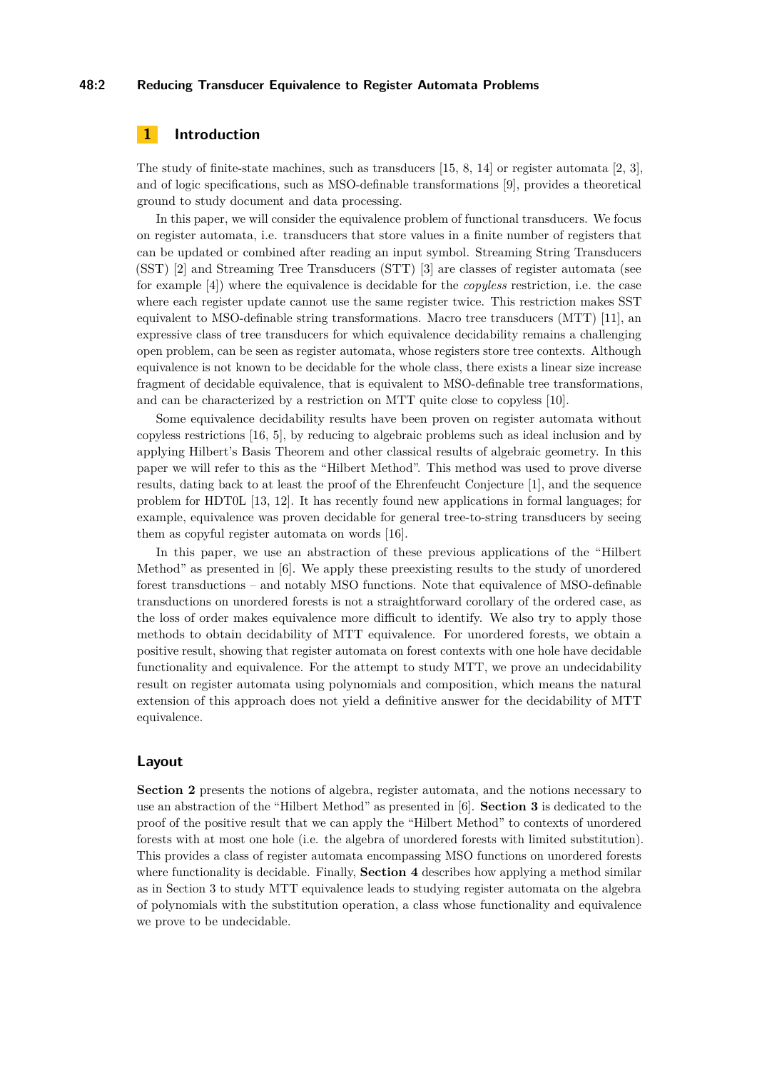## 1 Introduction

The study of finite-state machines, such as transducers [15, 8, 14] or register automata [2, 3], and of logic specifications, such as MSO-definable transformations [9], provides a theoretical ground to study document and data processing.

In this paper, we will consider the equivalence problem of functional transducers. We focus on register automata, i.e. transducers that store values in a finite number of registers that can be updated or combined after reading an input symbol. Streaming String Transducers (SST) [2] and Streaming Tree Transducers (STT) [3] are classes of register automata (see for example [4]) where the equivalence is decidable for the *copyless* restriction, i.e. the case where each register update cannot use the same register twice. This restriction makes SST equivalent to MSO-definable string transformations. Macro tree transducers (MTT) [11], an expressive class of tree transducers for which equivalence decidability remains a challenging open problem, can be seen as register automata, whose registers store tree contexts. Although equivalence is not known to be decidable for the whole class, there exists a linear size increase fragment of decidable equivalence, that is equivalent to MSO-definable tree transformations, and can be characterized by a restriction on MTT quite close to copyless [10].

Some equivalence decidability results have been proven on register automata without copyless restrictions [16, 5], by reducing to algebraic problems such as ideal inclusion and by applying Hilbert's Basis Theorem and other classical results of algebraic geometry. In this paper we will refer to this as the "Hilbert Method". This method was used to prove diverse results, dating back to at least the proof of the Ehrenfeucht Conjecture [1], and the sequence problem for HDT0L [13, 12]. It has recently found new applications in formal languages; for example, equivalence was proven decidable for general tree-to-string transducers by seeing them as copyful register automata on words [16].

In this paper, we use an abstraction of these previous applications of the "Hilbert Method" as presented in [6]. We apply these preexisting results to the study of unordered forest transductions – and notably MSO functions. Note that equivalence of MSO-definable transductions on unordered forests is not a straightforward corollary of the ordered case, as the loss of order makes equivalence more difficult to identify. We also try to apply those methods to obtain decidability of MTT equivalence. For unordered forests, we obtain a positive result, showing that register automata on forest contexts with one hole have decidable functionality and equivalence. For the attempt to study MTT, we prove an undecidability result on register automata using polynomials and composition, which means the natural extension of this approach does not yield a definitive answer for the decidability of MTT equivalence.

### Layout

**Section 2** presents the notions of algebra, register automata, and the notions necessary to use an abstraction of the "Hilbert Method" as presented in [6]. **Section 3** is dedicated to the proof of the positive result that we can apply the "Hilbert Method" to contexts of unordered forests with at most one hole (i.e. the algebra of unordered forests with limited substitution). This provides a class of register automata encompassing MSO functions on unordered forests where functionality is decidable. Finally, **Section 4** describes how applying a method similar as in Section 3 to study MTT equivalence leads to studying register automata on the algebra of polynomials with the substitution operation, a class whose functionality and equivalence we prove to be undecidable.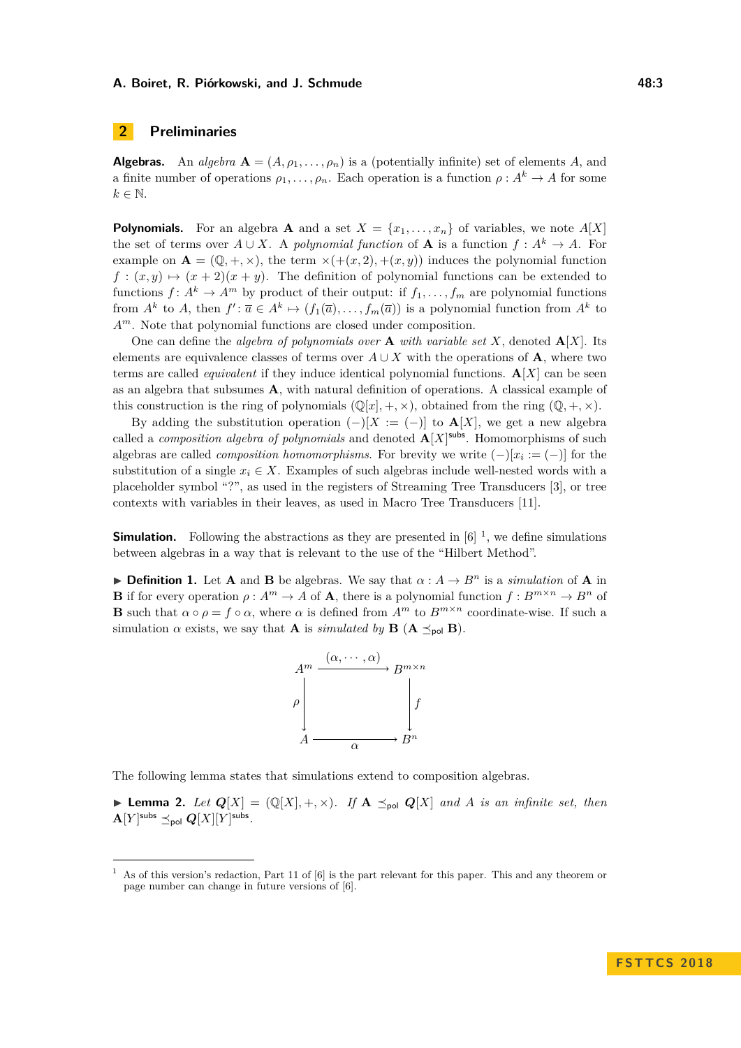## 2 Preliminaries

**Algebras.** An *algebra* $\mathbf{A} = (A, \rho_1, \ldots, \rho_n)$ is a (potentially infinite) set of elements $A$, and a finite number of operations $\rho_1, \ldots, \rho_n$. Each operation is a function $\rho : A^k \to A$ for some $k \in \mathbb{N}$.

**Polynomials.** For an algebra $\mathbf{A}$ and a set $X = \{x_1, \ldots, x_n\}$ of variables, we note $A[X]$ the set of terms over $A \cup X$. A *polynomial function* of $\mathbf{A}$ is a function $f : A^k \to A$. For example on $\mathbf{A} = (\mathbb{Q}, +, \times)$, the term $\times(+(x, 2), +(x, y))$ induces the polynomial function $f : (x, y) \mapsto (x + 2)(x + y)$. The definition of polynomial functions can be extended to functions $f \colon A^k \to A^m$ by product of their output: if $f_1, \ldots, f_m$ are polynomial functions from $A^k$ to $A$, then $f' \colon \overline{a} \in A^k \mapsto (f_1(\overline{a}), \ldots, f_m(\overline{a}))$ is a polynomial function from $A^k$ to $A^m$. Note that polynomial functions are closed under composition.

One can define the *algebra of polynomials over* $\mathbf{A}$ *with variable set* $X$, denoted $\mathbf{A}[X]$. Its elements are equivalence classes of terms over $A \cup X$ with the operations of $\mathbf{A}$, where two terms are called *equivalent* if they induce identical polynomial functions. $\mathbf{A}[X]$ can be seen as an algebra that subsumes $\mathbf{A}$, with natural definition of operations. A classical example of this construction is the ring of polynomials $(\mathbb{Q}[x], +, \times)$, obtained from the ring $(\mathbb{Q}, +, \times)$.

By adding the substitution operation $(-)[X := (-)]$ to $\mathbf{A}[X]$, we get a new algebra called a *composition algebra of polynomials* and denoted $\mathbf{A}[X]^{\mathsf{subs}}$. Homomorphisms of such algebras are called *composition homomorphisms*. For brevity we write $(-)[x_i := (-)]$ for the substitution of a single $x_i \in X$. Examples of such algebras include well-nested words with a placeholder symbol "?", as used in the registers of Streaming Tree Transducers [3], or tree contexts with variables in their leaves, as used in Macro Tree Transducers [11].

**Simulation.** Following the abstractions as they are presented in [6] [1], we define simulations between algebras in a way that is relevant to the use of the "Hilbert Method".

▶ **Definition 1.** Let $\mathbf{A}$ and $\mathbf{B}$ be algebras. We say that $\alpha : A \to B^n$ is a *simulation* of $\mathbf{A}$ in $\mathbf{B}$ if for every operation $\rho : A^m \to A$ of $\mathbf{A}$, there is a polynomial function $f : B^{m\times n} \to B^n$ of $\mathbf{B}$ such that $\alpha \circ \rho = f \circ \alpha$, where $\alpha$ is defined from $A^m$ to $B^{m\times n}$ coordinate-wise. If such a simulation $\alpha$ exists, we say that $\mathbf{A}$ is *simulated by* $\mathbf{B}$ ($\mathbf{A} \preceq_{\mathsf{pol}} \mathbf{B}$).

$$
\begin{array}{ccc}
A^m & \xrightarrow{(\alpha, \cdots, \alpha)} & B^{m\times n} \\
\downarrow \rho & & \downarrow f \\
A & \xrightarrow[\alpha]{} & B^n
\end{array}
$$

The following lemma states that simulations extend to composition algebras.

▶ **Lemma 2.** *Let* $\boldsymbol{Q}[X] = (\mathbb{Q}[X], +, \times)$*. If* $\mathbf{A} \preceq_{\mathsf{pol}} \boldsymbol{Q}[X]$ *and* $A$ *is an infinite set, then* $\mathbf{A}[Y]^{\mathsf{subs}} \preceq_{\mathsf{pol}} \boldsymbol{Q}[X][Y]^{\mathsf{subs}}$*.*

---

[1] As of this version's redaction, Part 11 of [6] is the part relevant for this paper. This and any theorem or page number can change in future versions of [6].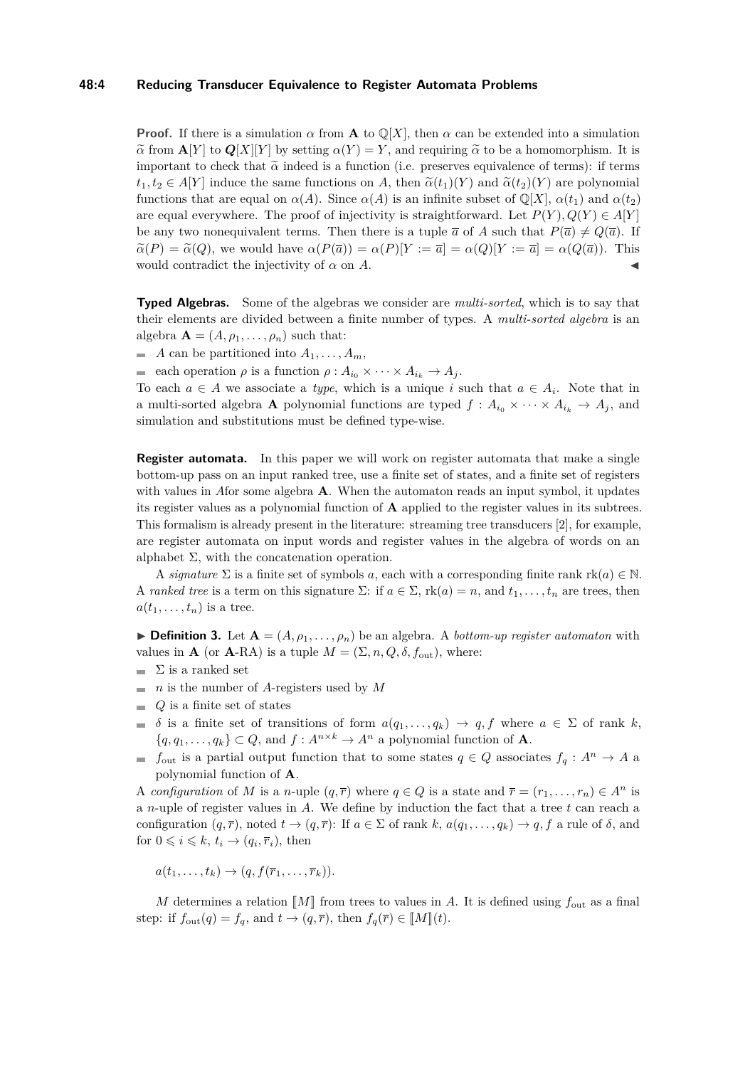**Proof.** If there is a simulation $\alpha$ from $\mathbf{A}$ to $\mathbb{Q}[X]$, then $\alpha$ can be extended into a simulation $\widetilde{\alpha}$ from $\mathbf{A}[Y]$ to $\boldsymbol{Q}[X][Y]$ by setting $\alpha(Y) = Y$, and requiring $\widetilde{\alpha}$ to be a homomorphism. It is important to check that $\widetilde{\alpha}$ indeed is a function (i.e. preserves equivalence of terms): if terms $t_1, t_2 \in A[Y]$ induce the same functions on $A$, then $\widetilde{\alpha}(t_1)(Y)$ and $\widetilde{\alpha}(t_2)(Y)$ are polynomial functions that are equal on $\alpha(A)$. Since $\alpha(A)$ is an infinite subset of $\mathbb{Q}[X]$, $\alpha(t_1)$ and $\alpha(t_2)$ are equal everywhere. The proof of injectivity is straightforward. Let $P(Y), Q(Y) \in A[Y]$ be any two nonequivalent terms. Then there is a tuple $\overline{a}$ of $A$ such that $P(\overline{a}) \neq Q(\overline{a})$. If $\widetilde{\alpha}(P) = \widetilde{\alpha}(Q)$, we would have $\alpha(P(\overline{a})) = \alpha(P)[Y := \overline{a}] = \alpha(Q)[Y := \overline{a}] = \alpha(Q(\overline{a}))$. This would contradict the injectivity of $\alpha$ on $A$. ◀

**Typed Algebras.** Some of the algebras we consider are *multi-sorted*, which is to say that their elements are divided between a finite number of types. A *multi-sorted algebra* is an algebra $\mathbf{A} = (A, \rho_1, \dots, \rho_n)$ such that:

- $A$ can be partitioned into $A_1, \dots, A_m$,
- each operation $\rho$ is a function $\rho : A_{i_0} \times \cdots \times A_{i_k} \to A_j$.

To each $a \in A$ we associate a *type*, which is a unique $i$ such that $a \in A_i$. Note that in a multi-sorted algebra $\mathbf{A}$ polynomial functions are typed $f : A_{i_0} \times \cdots \times A_{i_k} \to A_j$, and simulation and substitutions must be defined type-wise.

**Register automata.** In this paper we will work on register automata that make a single bottom-up pass on an input ranked tree, use a finite set of states, and a finite set of registers with values in $A$for some algebra $\mathbf{A}$. When the automaton reads an input symbol, it updates its register values as a polynomial function of $\mathbf{A}$ applied to the register values in its subtrees. This formalism is already present in the literature: streaming tree transducers [2], for example, are register automata on input words and register values in the algebra of words on an alphabet $\Sigma$, with the concatenation operation.

A *signature* $\Sigma$ is a finite set of symbols $a$, each with a corresponding finite rank $\mathrm{rk}(a) \in \mathbb{N}$. A *ranked tree* is a term on this signature $\Sigma$: if $a \in \Sigma$, $\mathrm{rk}(a) = n$, and $t_1, \dots, t_n$ are trees, then $a(t_1, \dots, t_n)$ is a tree.

▶ **Definition 3.** Let $\mathbf{A} = (A, \rho_1, \dots, \rho_n)$ be an algebra. A *bottom-up register automaton* with values in $\mathbf{A}$ (or $\mathbf{A}$-RA) is a tuple $M = (\Sigma, n, Q, \delta, f_{\text{out}})$, where:

- $\Sigma$ is a ranked set
- $n$ is the number of $A$-registers used by $M$
- $Q$ is a finite set of states
- $\delta$ is a finite set of transitions of form $a(q_1, \dots, q_k) \to q, f$ where $a \in \Sigma$ of rank $k$, $\{q, q_1, \dots, q_k\} \subset Q$, and $f : A^{n \times k} \to A^n$ a polynomial function of $\mathbf{A}$.
- $f_{\text{out}}$ is a partial output function that to some states $q \in Q$ associates $f_q : A^n \to A$ a polynomial function of $\mathbf{A}$.

A *configuration* of $M$ is a $n$-uple $(q, \overline{r})$ where $q \in Q$ is a state and $\overline{r} = (r_1, \dots, r_n) \in A^n$ is a $n$-uple of register values in $A$. We define by induction the fact that a tree $t$ can reach a configuration $(q, \overline{r})$, noted $t \to (q, \overline{r})$: If $a \in \Sigma$ of rank $k$, $a(q_1, \dots, q_k) \to q, f$ a rule of $\delta$, and for $0 \leqslant i \leqslant k$, $t_i \to (q_i, \overline{r}_i)$, then

$$a(t_1, \dots, t_k) \to (q, f(\overline{r}_1, \dots, \overline{r}_k)).$$

$M$ determines a relation $[\![M]\!]$ from trees to values in $A$. It is defined using $f_{\text{out}}$ as a final step: if $f_{\text{out}}(q) = f_q$, and $t \to (q, \overline{r})$, then $f_q(\overline{r}) \in [\![M]\!](t)$.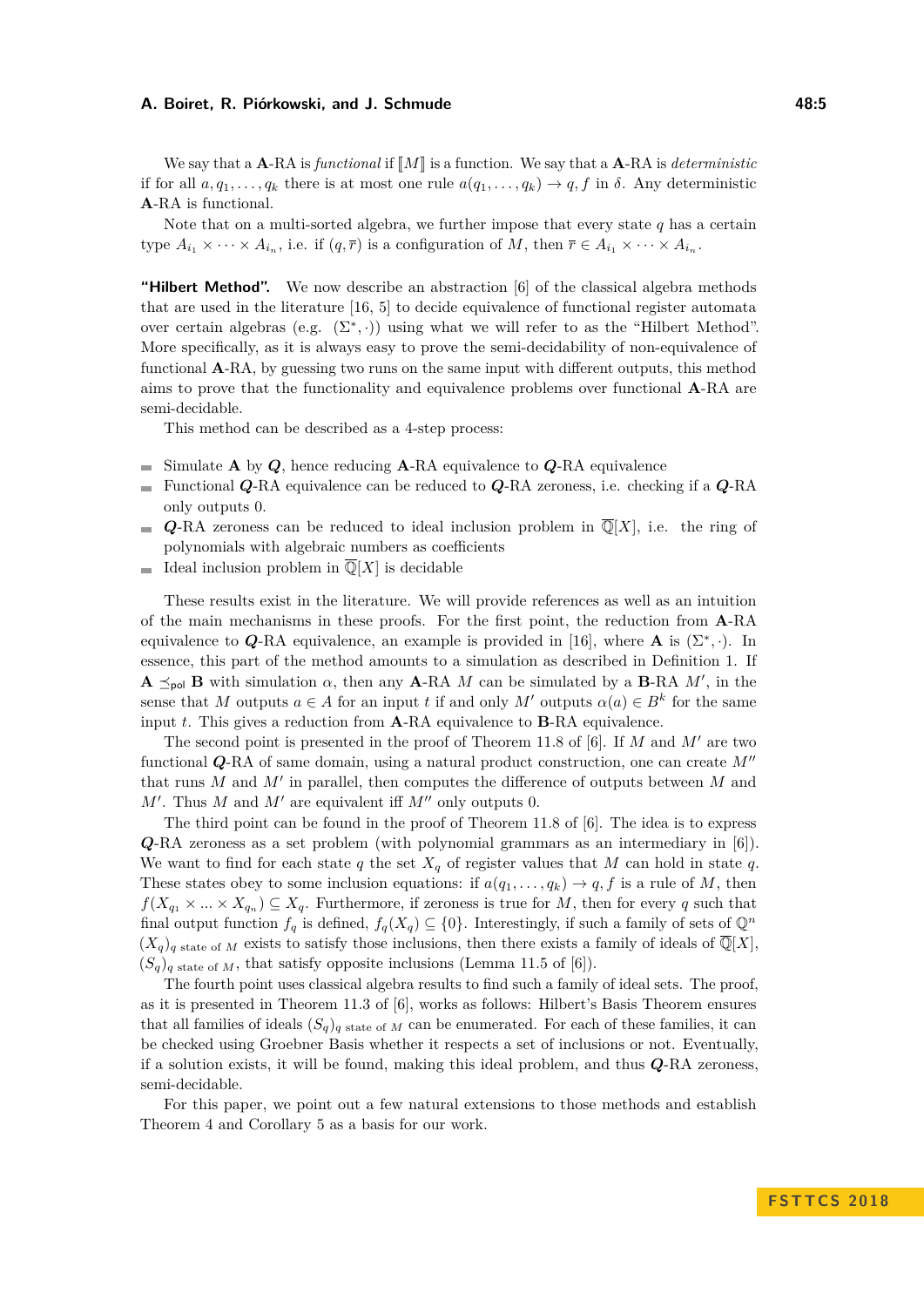We say that a $\mathbf{A}$-RA is *functional* if $[\![M]\!]$ is a function. We say that a $\mathbf{A}$-RA is *deterministic* if for all $a, q_1, \ldots, q_k$ there is at most one rule $a(q_1, \ldots, q_k) \to q, f$ in $\delta$. Any deterministic $\mathbf{A}$-RA is functional.

Note that on a multi-sorted algebra, we further impose that every state $q$ has a certain type $A_{i_1} \times \cdots \times A_{i_n}$, i.e. if $(q, \overline{r})$ is a configuration of $M$, then $\overline{r} \in A_{i_1} \times \cdots \times A_{i_n}$.

**"Hilbert Method".** We now describe an abstraction [6] of the classical algebra methods that are used in the literature [16, 5] to decide equivalence of functional register automata over certain algebras (e.g. $(\Sigma^*, \cdot)$) using what we will refer to as the "Hilbert Method". More specifically, as it is always easy to prove the semi-decidability of non-equivalence of functional $\mathbf{A}$-RA, by guessing two runs on the same input with different outputs, this method aims to prove that the functionality and equivalence problems over functional $\mathbf{A}$-RA are semi-decidable.

This method can be described as a 4-step process:

- Simulate $\mathbf{A}$ by $\boldsymbol{Q}$, hence reducing $\mathbf{A}$-RA equivalence to $\boldsymbol{Q}$-RA equivalence
- Functional $\boldsymbol{Q}$-RA equivalence can be reduced to $\boldsymbol{Q}$-RA zeroness, i.e. checking if a $\boldsymbol{Q}$-RA only outputs 0.
- $\boldsymbol{Q}$-RA zeroness can be reduced to ideal inclusion problem in $\overline{\mathbb{Q}}[X]$, i.e. the ring of polynomials with algebraic numbers as coefficients
- Ideal inclusion problem in $\overline{\mathbb{Q}}[X]$ is decidable

These results exist in the literature. We will provide references as well as an intuition of the main mechanisms in these proofs. For the first point, the reduction from $\mathbf{A}$-RA equivalence to $\boldsymbol{Q}$-RA equivalence, an example is provided in [16], where $\mathbf{A}$ is $(\Sigma^*, \cdot)$. In essence, this part of the method amounts to a simulation as described in Definition 1. If $\mathbf{A} \preceq_{\mathsf{pol}} \mathbf{B}$ with simulation $\alpha$, then any $\mathbf{A}$-RA $M$ can be simulated by a $\mathbf{B}$-RA $M'$, in the sense that $M$ outputs $a \in A$ for an input $t$ if and only $M'$ outputs $\alpha(a) \in B^k$ for the same input $t$. This gives a reduction from $\mathbf{A}$-RA equivalence to $\mathbf{B}$-RA equivalence.

The second point is presented in the proof of Theorem 11.8 of [6]. If $M$ and $M'$ are two functional $\boldsymbol{Q}$-RA of same domain, using a natural product construction, one can create $M''$ that runs $M$ and $M'$ in parallel, then computes the difference of outputs between $M$ and $M'$. Thus $M$ and $M'$ are equivalent iff $M''$ only outputs 0.

The third point can be found in the proof of Theorem 11.8 of [6]. The idea is to express $\boldsymbol{Q}$-RA zeroness as a set problem (with polynomial grammars as an intermediary in [6]). We want to find for each state $q$ the set $X_q$ of register values that $M$ can hold in state $q$. These states obey to some inclusion equations: if $a(q_1, \ldots, q_k) \to q, f$ is a rule of $M$, then $f(X_{q_1} \times \ldots \times X_{q_n}) \subseteq X_q$. Furthermore, if zeroness is true for $M$, then for every $q$ such that final output function $f_q$ is defined, $f_q(X_q) \subseteq \{0\}$. Interestingly, if such a family of sets of $\mathbb{Q}^n$ $(X_q)_{q \text{ state of } M}$ exists to satisfy those inclusions, then there exists a family of ideals of $\overline{\mathbb{Q}}[X]$, $(S_q)_{q \text{ state of } M}$, that satisfy opposite inclusions (Lemma 11.5 of [6]).

The fourth point uses classical algebra results to find such a family of ideal sets. The proof, as it is presented in Theorem 11.3 of [6], works as follows: Hilbert's Basis Theorem ensures that all families of ideals $(S_q)_{q \text{ state of } M}$ can be enumerated. For each of these families, it can be checked using Groebner Basis whether it respects a set of inclusions or not. Eventually, if a solution exists, it will be found, making this ideal problem, and thus $\boldsymbol{Q}$-RA zeroness, semi-decidable.

For this paper, we point out a few natural extensions to those methods and establish Theorem 4 and Corollary 5 as a basis for our work.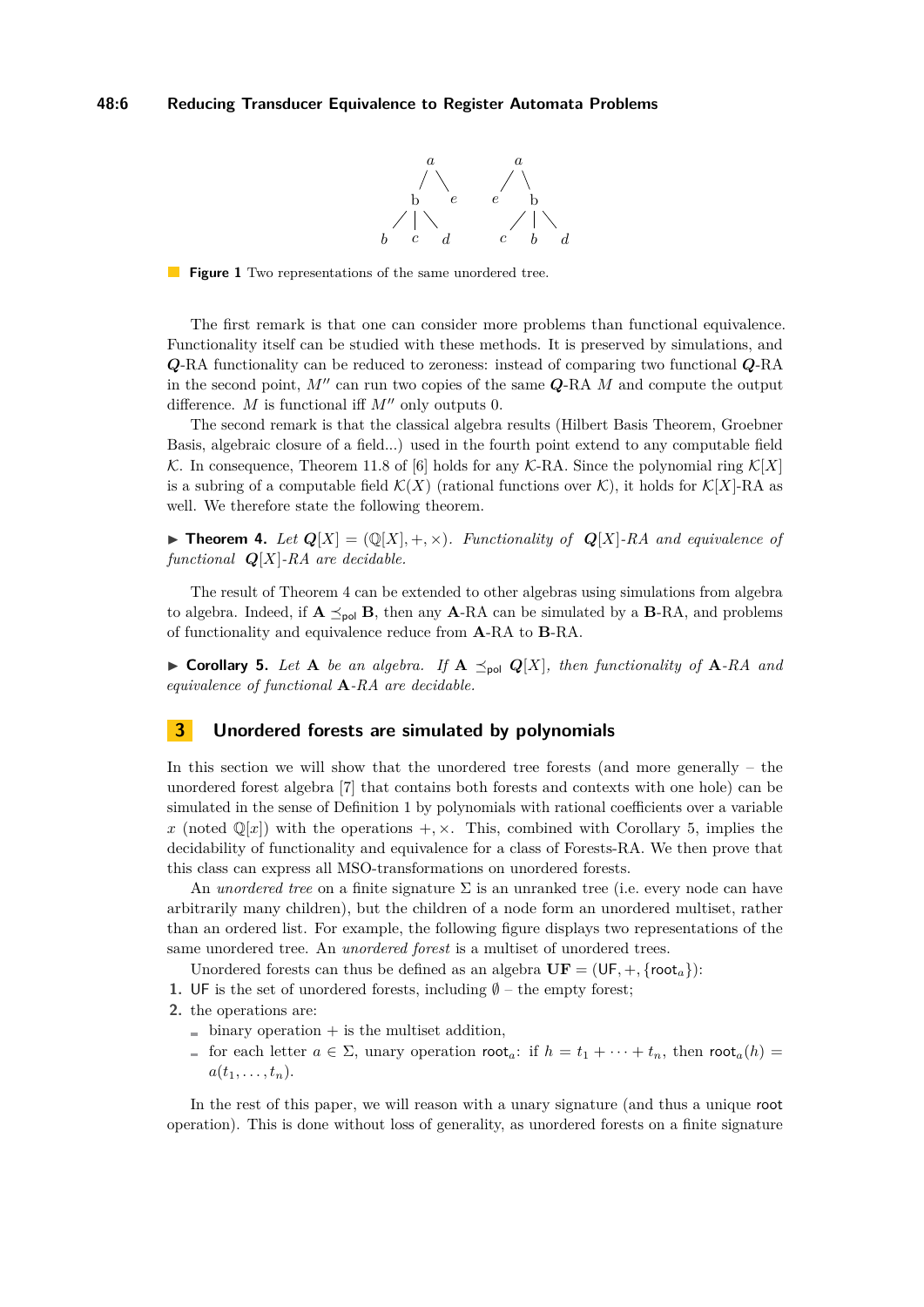**Figure 1** Two representations of the same unordered tree.

The first remark is that one can consider more problems than functional equivalence. Functionality itself can be studied with these methods. It is preserved by simulations, and $\boldsymbol{Q}$-RA functionality can be reduced to zeroness: instead of comparing two functional $\boldsymbol{Q}$-RA in the second point, $M''$ can run two copies of the same $\boldsymbol{Q}$-RA $M$ and compute the output difference. $M$ is functional iff $M''$ only outputs 0.

The second remark is that the classical algebra results (Hilbert Basis Theorem, Groebner Basis, algebraic closure of a field...) used in the fourth point extend to any computable field $\mathcal{K}$. In consequence, Theorem 11.8 of [6] holds for any $\mathcal{K}$-RA. Since the polynomial ring $\mathcal{K}[X]$ is a subring of a computable field $\mathcal{K}(X)$ (rational functions over $\mathcal{K}$), it holds for $\mathcal{K}[X]$-RA as well. We therefore state the following theorem.

▶ **Theorem 4.** *Let $\boldsymbol{Q}[X] = (\mathbb{Q}[X], +, \times)$. Functionality of $\boldsymbol{Q}[X]$-RA and equivalence of functional $\boldsymbol{Q}[X]$-RA are decidable.*

The result of Theorem 4 can be extended to other algebras using simulations from algebra to algebra. Indeed, if $\mathbf{A} \preceq_{\mathsf{pol}} \mathbf{B}$, then any $\mathbf{A}$-RA can be simulated by a $\mathbf{B}$-RA, and problems of functionality and equivalence reduce from $\mathbf{A}$-RA to $\mathbf{B}$-RA.

▶ **Corollary 5.** *Let $\mathbf{A}$ be an algebra. If $\mathbf{A} \preceq_{\mathsf{pol}} \boldsymbol{Q}[X]$, then functionality of $\mathbf{A}$-RA and equivalence of functional $\mathbf{A}$-RA are decidable.*

# 3 Unordered forests are simulated by polynomials

In this section we will show that the unordered tree forests (and more generally – the unordered forest algebra [7] that contains both forests and contexts with one hole) can be simulated in the sense of Definition 1 by polynomials with rational coefficients over a variable $x$ (noted $\mathbb{Q}[x]$) with the operations $+, \times$. This, combined with Corollary 5, implies the decidability of functionality and equivalence for a class of Forests-RA. We then prove that this class can express all MSO-transformations on unordered forests.

An *unordered tree* on a finite signature $\Sigma$ is an unranked tree (i.e. every node can have arbitrarily many children), but the children of a node form an unordered multiset, rather than an ordered list. For example, the following figure displays two representations of the same unordered tree. An *unordered forest* is a multiset of unordered trees.

Unordered forests can thus be defined as an algebra $\mathbf{UF} = (\mathsf{UF}, +, \{\mathsf{root}_a\})$:

1. $\mathsf{UF}$ is the set of unordered forests, including $\emptyset$ – the empty forest;
2. the operations are:
   - binary operation $+$ is the multiset addition,
   - for each letter $a \in \Sigma$, unary operation $\mathsf{root}_a$: if $h = t_1 + \cdots + t_n$, then $\mathsf{root}_a(h) = a(t_1, \ldots, t_n)$.

In the rest of this paper, we will reason with a unary signature (and thus a unique $\mathsf{root}$ operation). This is done without loss of generality, as unordered forests on a finite signature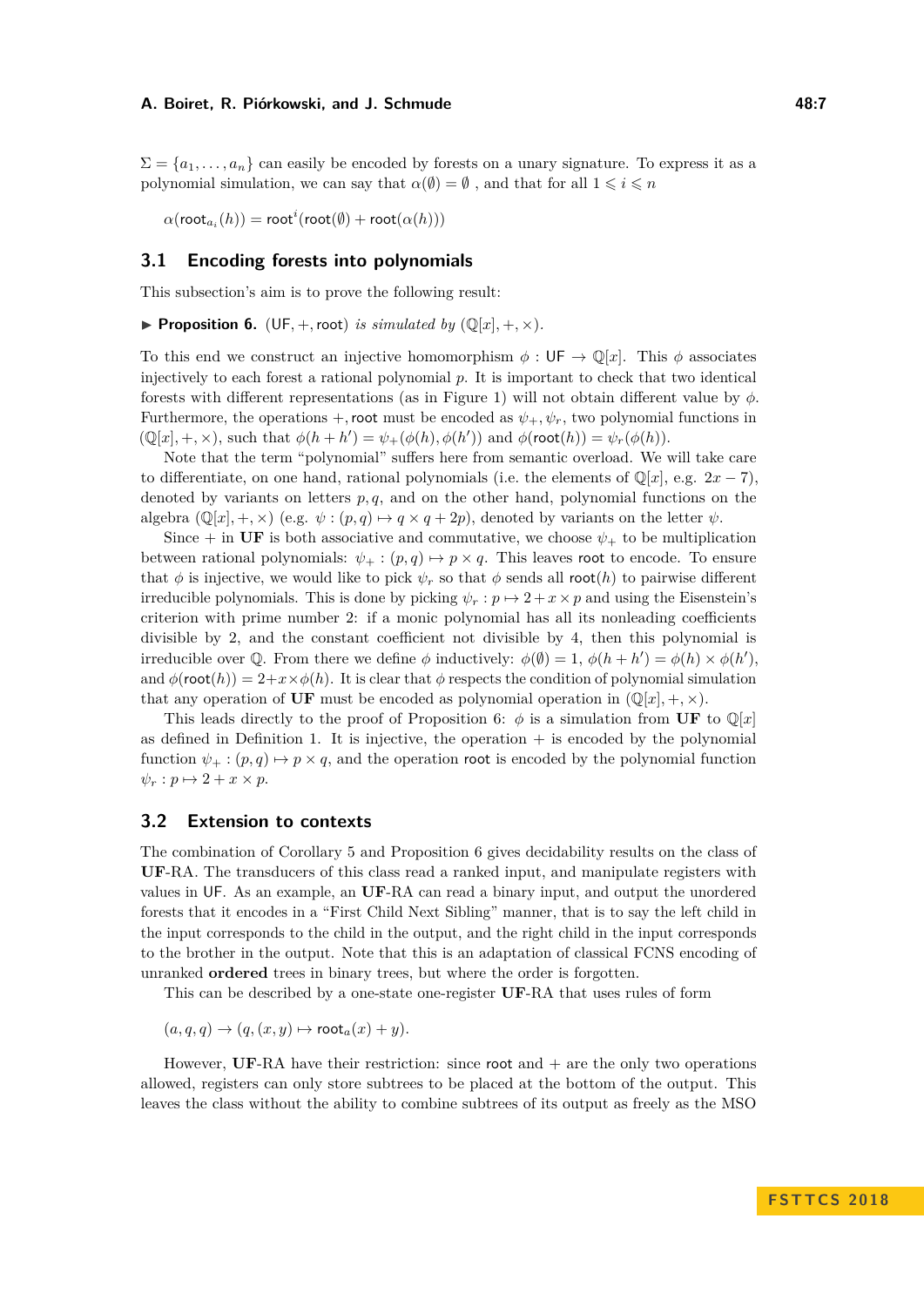$\Sigma = \{a_1, \ldots, a_n\}$ can easily be encoded by forests on a unary signature. To express it as a polynomial simulation, we can say that $\alpha(\emptyset) = \emptyset$ , and that for all $1 \leqslant i \leqslant n$

$$\alpha(\mathsf{root}_{a_i}(h)) = \mathsf{root}^i(\mathsf{root}(\emptyset) + \mathsf{root}(\alpha(h)))$$

## 3.1 Encoding forests into polynomials

This subsection's aim is to prove the following result:

▶ **Proposition 6.** $(\mathsf{UF}, +, \mathsf{root})$ *is simulated by* $(\mathbb{Q}[x], +, \times)$.

To this end we construct an injective homomorphism $\phi : \mathsf{UF} \to \mathbb{Q}[x]$. This $\phi$ associates injectively to each forest a rational polynomial $p$. It is important to check that two identical forests with different representations (as in Figure 1) will not obtain different value by $\phi$. Furthermore, the operations $+, \mathsf{root}$ must be encoded as $\psi_+, \psi_r$, two polynomial functions in $(\mathbb{Q}[x], +, \times)$, such that $\phi(h + h') = \psi_+(\phi(h), \phi(h'))$ and $\phi(\mathsf{root}(h)) = \psi_r(\phi(h))$.

Note that the term "polynomial" suffers here from semantic overload. We will take care to differentiate, on one hand, rational polynomials (i.e. the elements of $\mathbb{Q}[x]$, e.g. $2x - 7$), denoted by variants on letters $p, q$, and on the other hand, polynomial functions on the algebra $(\mathbb{Q}[x], +, \times)$ (e.g. $\psi : (p, q) \mapsto q \times q + 2p$), denoted by variants on the letter $\psi$.

Since $+$ in **UF** is both associative and commutative, we choose $\psi_+$ to be multiplication between rational polynomials: $\psi_+ : (p, q) \mapsto p \times q$. This leaves $\mathsf{root}$ to encode. To ensure that $\phi$ is injective, we would like to pick $\psi_r$ so that $\phi$ sends all $\mathsf{root}(h)$ to pairwise different irreducible polynomials. This is done by picking $\psi_r : p \mapsto 2 + x \times p$ and using the Eisenstein's criterion with prime number 2: if a monic polynomial has all its nonleading coefficients divisible by 2, and the constant coefficient not divisible by 4, then this polynomial is irreducible over $\mathbb{Q}$. From there we define $\phi$ inductively: $\phi(\emptyset) = 1$, $\phi(h + h') = \phi(h) \times \phi(h')$, and $\phi(\mathsf{root}(h)) = 2 + x \times \phi(h)$. It is clear that $\phi$ respects the condition of polynomial simulation that any operation of **UF** must be encoded as polynomial operation in $(\mathbb{Q}[x], +, \times)$.

This leads directly to the proof of Proposition 6: $\phi$ is a simulation from **UF** to $\mathbb{Q}[x]$ as defined in Definition 1. It is injective, the operation $+$ is encoded by the polynomial function $\psi_+ : (p, q) \mapsto p \times q$, and the operation $\mathsf{root}$ is encoded by the polynomial function $\psi_r : p \mapsto 2 + x \times p$.

## 3.2 Extension to contexts

The combination of Corollary 5 and Proposition 6 gives decidability results on the class of **UF**-RA. The transducers of this class read a ranked input, and manipulate registers with values in $\mathsf{UF}$. As an example, an **UF**-RA can read a binary input, and output the unordered forests that it encodes in a "First Child Next Sibling" manner, that is to say the left child in the input corresponds to the child in the output, and the right child in the input corresponds to the brother in the output. Note that this is an adaptation of classical FCNS encoding of unranked **ordered** trees in binary trees, but where the order is forgotten.

This can be described by a one-state one-register **UF**-RA that uses rules of form

$$(a, q, q) \to (q, (x, y) \mapsto \mathsf{root}_a(x) + y).$$

However, **UF**-RA have their restriction: since $\mathsf{root}$ and $+$ are the only two operations allowed, registers can only store subtrees to be placed at the bottom of the output. This leaves the class without the ability to combine subtrees of its output as freely as the MSO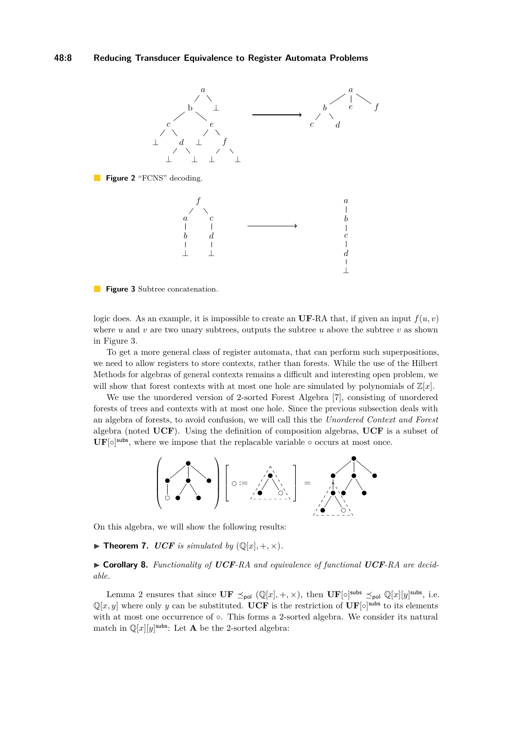**Figure 2** "FCNS" decoding.

**Figure 3** Subtree concatenation.

logic does. As an example, it is impossible to create an **UF**-RA that, if given an input $f(u,v)$ where $u$ and $v$ are two unary subtrees, outputs the subtree $u$ above the subtree $v$ as shown in Figure 3.

To get a more general class of register automata, that can perform such superpositions, we need to allow registers to store contexts, rather than forests. While the use of the Hilbert Methods for algebras of general contexts remains a difficult and interesting open problem, we will show that forest contexts with at most one hole are simulated by polynomials of $\mathbb{Z}[x]$.

We use the unordered version of 2-sorted Forest Algebra [7], consisting of unordered forests of trees and contexts with at most one hole. Since the previous subsection deals with an algebra of forests, to avoid confusion, we will call this the *Unordered Context and Forest* algebra (noted **UCF**). Using the definition of composition algebras, **UCF** is a subset of $\mathbf{UF}[\circ]^{\mathsf{subs}}$, where we impose that the replacable variable $\circ$ occurs at most once.

On this algebra, we will show the following results:

▶ **Theorem 7.** ***UCF*** *is simulated by* $(\mathbb{Q}[x], +, \times)$.

▶ **Corollary 8.** *Functionality of* ***UCF****-RA and equivalence of functional* ***UCF****-RA are decidable.*

Lemma 2 ensures that since $\mathbf{UF} \preceq_{\mathsf{pol}} (\mathbb{Q}[x], +, \times)$, then $\mathbf{UF}[\circ]^{\mathsf{subs}} \preceq_{\mathsf{pol}} \mathbb{Q}[x][y]^{\mathsf{subs}}$, i.e. $\mathbb{Q}[x,y]$ where only $y$ can be substituted. **UCF** is the restriction of $\mathbf{UF}[\circ]^{\mathsf{subs}}$ to its elements with at most one occurrence of $\circ$. This forms a 2-sorted algebra. We consider its natural match in $\mathbb{Q}[x][y]^{\mathsf{subs}}$: Let **A** be the 2-sorted algebra: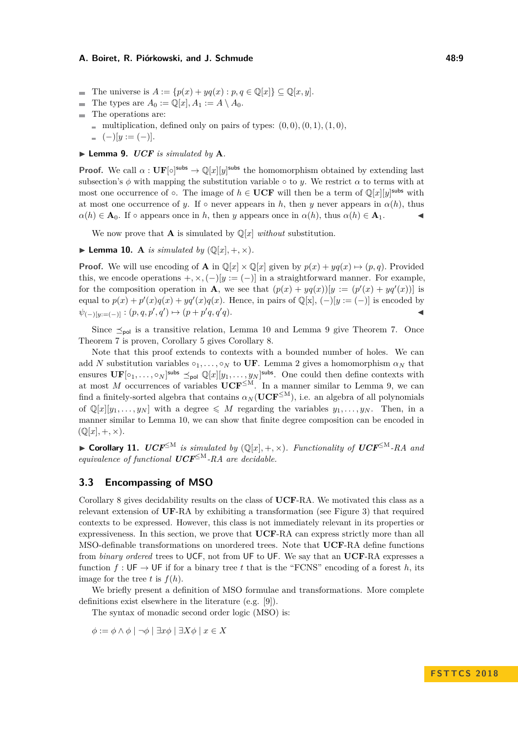- The universe is $A := \{p(x) + yq(x) : p, q \in \mathbb{Q}[x]\} \subseteq \mathbb{Q}[x, y]$.
- The types are $A_0 := \mathbb{Q}[x], A_1 := A \setminus A_0$.
- The operations are:
  - multiplication, defined only on pairs of types: $(0, 0), (0, 1), (1, 0)$,
  - $(-)[y := (-)]$.

▶ **Lemma 9.** *$\mathbf{UCF}$ is simulated by $\mathbf{A}$.*

**Proof.** We call $\alpha : \mathbf{UF}[\circ]^{\mathsf{subs}} \to \mathbb{Q}[x][y]^{\mathsf{subs}}$ the homomorphism obtained by extending last subsection's $\phi$ with mapping the substitution variable $\circ$ to $y$. We restrict $\alpha$ to terms with at most one occurrence of $\circ$. The image of $h \in \mathbf{UCF}$ will then be a term of $\mathbb{Q}[x][y]^{\mathsf{subs}}$ with at most one occurrence of $y$. If $\circ$ never appears in $h$, then $y$ never appears in $\alpha(h)$, thus $\alpha(h) \in \mathbf{A}_0$. If $\circ$ appears once in $h$, then $y$ appears once in $\alpha(h)$, thus $\alpha(h) \in \mathbf{A}_1$. ◀

We now prove that $\mathbf{A}$ is simulated by $\mathbb{Q}[x]$ *without* substitution.

▶ **Lemma 10.** *$\mathbf{A}$ is simulated by $(\mathbb{Q}[x], +, \times)$.*

**Proof.** We will use encoding of $\mathbf{A}$ in $\mathbb{Q}[x] \times \mathbb{Q}[x]$ given by $p(x) + yq(x) \mapsto (p, q)$. Provided this, we encode operations $+, \times, (-)[y := (-)]$ in a straightforward manner. For example, for the composition operation in $\mathbf{A}$, we see that $(p(x) + yq(x))[y := (p'(x) + yq'(x))]$ is equal to $p(x) + p'(x)q(x) + yq'(x)q(x)$. Hence, in pairs of $\mathbb{Q}$[x], $(-)[y := (-)]$ is encoded by $\psi_{(-)[y:=(-)]} : (p, q, p', q') \mapsto (p + p'q, q'q)$. ◀

Since $\preceq_{\mathsf{pol}}$ is a transitive relation, Lemma 10 and Lemma 9 give Theorem 7. Once Theorem 7 is proven, Corollary 5 gives Corollary 8.

Note that this proof extends to contexts with a bounded number of holes. We can add $N$ substitution variables $\circ_1, \dots, \circ_N$ to $\mathbf{UF}$. Lemma 2 gives a homomorphism $\alpha_N$ that ensures $\mathbf{UF}[\circ_1, \dots, \circ_N]^{\mathsf{subs}} \preceq_{\mathsf{pol}} \mathbb{Q}[x][y_1, \dots, y_N]^{\mathsf{subs}}$. One could then define contexts with at most $M$ occurrences of variables $\mathbf{UCF}^{\leq \mathrm{M}}$. In a manner similar to Lemma 9, we can find a finitely-sorted algebra that contains $\alpha_N(\mathbf{UCF}^{\leq \mathrm{M}})$, i.e. an algebra of all polynomials of $\mathbb{Q}[x][y_1, \dots, y_N]$ with a degree $\leqslant M$ regarding the variables $y_1, \dots, y_N$. Then, in a manner similar to Lemma 10, we can show that finite degree composition can be encoded in $(\mathbb{Q}[x], +, \times)$.

▶ **Corollary 11.** *$\mathbf{UCF}^{\leq \mathrm{M}}$ is simulated by $(\mathbb{Q}[x], +, \times)$. Functionality of $\mathbf{UCF}^{\leq \mathrm{M}}$-RA and equivalence of functional $\mathbf{UCF}^{\leq \mathrm{M}}$-RA are decidable.*

## 3.3 Encompassing of MSO

Corollary 8 gives decidability results on the class of **UCF**-RA. We motivated this class as a relevant extension of **UF**-RA by exhibiting a transformation (see Figure 3) that required contexts to be expressed. However, this class is not immediately relevant in its properties or expressiveness. In this section, we prove that **UCF**-RA can express strictly more than all MSO-definable transformations on unordered trees. Note that **UCF**-RA define functions from *binary ordered* trees to UCF, not from UF to UF. We say that an **UCF**-RA expresses a function $f : \mathsf{UF} \to \mathsf{UF}$ if for a binary tree $t$ that is the "FCNS" encoding of a forest $h$, its image for the tree $t$ is $f(h)$.

We briefly present a definition of MSO formulae and transformations. More complete definitions exist elsewhere in the literature (e.g. [9]).

The syntax of monadic second order logic (MSO) is:

$$\phi := \phi \wedge \phi \mid \neg\phi \mid \exists x \phi \mid \exists X \phi \mid x \in X$$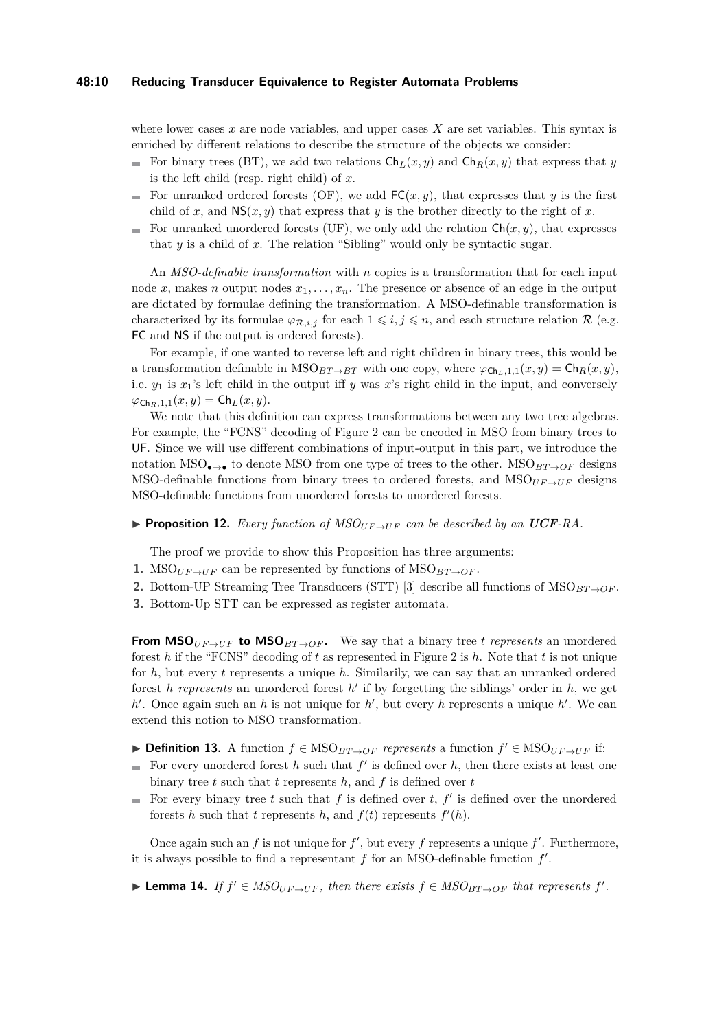where lower cases $x$ are node variables, and upper cases $X$ are set variables. This syntax is enriched by different relations to describe the structure of the objects we consider:

- For binary trees (BT), we add two relations $\mathsf{Ch}_L(x, y)$ and $\mathsf{Ch}_R(x, y)$ that express that $y$ is the left child (resp. right child) of $x$.
- For unranked ordered forests (OF), we add $\mathsf{FC}(x, y)$, that expresses that $y$ is the first child of $x$, and $\mathsf{NS}(x, y)$ that express that $y$ is the brother directly to the right of $x$.
- For unranked unordered forests (UF), we only add the relation $\mathsf{Ch}(x, y)$, that expresses that $y$ is a child of $x$. The relation "Sibling" would only be syntactic sugar.

An *MSO-definable transformation* with $n$ copies is a transformation that for each input node $x$, makes $n$ output nodes $x_1, \ldots, x_n$. The presence or absence of an edge in the output are dictated by formulae defining the transformation. A MSO-definable transformation is characterized by its formulae $\varphi_{\mathcal{R},i,j}$ for each $1 \leqslant i, j \leqslant n$, and each structure relation $\mathcal{R}$ (e.g. FC and NS if the output is ordered forests).

For example, if one wanted to reverse left and right children in binary trees, this would be a transformation definable in $\mathrm{MSO}_{BT\to BT}$ with one copy, where $\varphi_{\mathsf{Ch}_L,1,1}(x, y) = \mathsf{Ch}_R(x, y)$, i.e. $y_1$ is $x_1$'s left child in the output iff $y$ was $x$'s right child in the input, and conversely $\varphi_{\mathsf{Ch}_R,1,1}(x, y) = \mathsf{Ch}_L(x, y)$.

We note that this definition can express transformations between any two tree algebras. For example, the "FCNS" decoding of Figure 2 can be encoded in MSO from binary trees to UF. Since we will use different combinations of input-output in this part, we introduce the notation $\mathrm{MSO}_{\bullet\to\bullet}$ to denote MSO from one type of trees to the other. $\mathrm{MSO}_{BT\to OF}$ designs MSO-definable functions from binary trees to ordered forests, and $\mathrm{MSO}_{UF\to UF}$ designs MSO-definable functions from unordered forests to unordered forests.

▶ **Proposition 12.** *Every function of $MSO_{UF\to UF}$ can be described by an **UCF**-RA.*

The proof we provide to show this Proposition has three arguments:

1. $\mathrm{MSO}_{UF\to UF}$ can be represented by functions of $\mathrm{MSO}_{BT\to OF}$.
2. Bottom-UP Streaming Tree Transducers (STT) [3] describe all functions of $\mathrm{MSO}_{BT\to OF}$.
3. Bottom-Up STT can be expressed as register automata.

**From $\mathrm{MSO}_{UF\to UF}$ to $\mathrm{MSO}_{BT\to OF}$.** We say that a binary tree $t$ *represents* an unordered forest $h$ if the "FCNS" decoding of $t$ as represented in Figure 2 is $h$. Note that $t$ is not unique for $h$, but every $t$ represents a unique $h$. Similarily, we can say that an unranked ordered forest $h$ *represents* an unordered forest $h'$ if by forgetting the siblings' order in $h$, we get $h'$. Once again such an $h$ is not unique for $h'$, but every $h$ represents a unique $h'$. We can extend this notion to MSO transformation.

▶ **Definition 13.** A function $f \in \mathrm{MSO}_{BT\to OF}$ *represents* a function $f' \in \mathrm{MSO}_{UF\to UF}$ if:

- For every unordered forest $h$ such that $f'$ is defined over $h$, then there exists at least one binary tree $t$ such that $t$ represents $h$, and $f$ is defined over $t$
- For every binary tree $t$ such that $f$ is defined over $t$, $f'$ is defined over the unordered forests $h$ such that $t$ represents $h$, and $f(t)$ represents $f'(h)$.

Once again such an $f$ is not unique for $f'$, but every $f$ represents a unique $f'$. Furthermore, it is always possible to find a representant $f$ for an MSO-definable function $f'$.

▶ **Lemma 14.** *If $f' \in MSO_{UF\to UF}$, then there exists $f \in MSO_{BT\to OF}$ that represents $f'$.*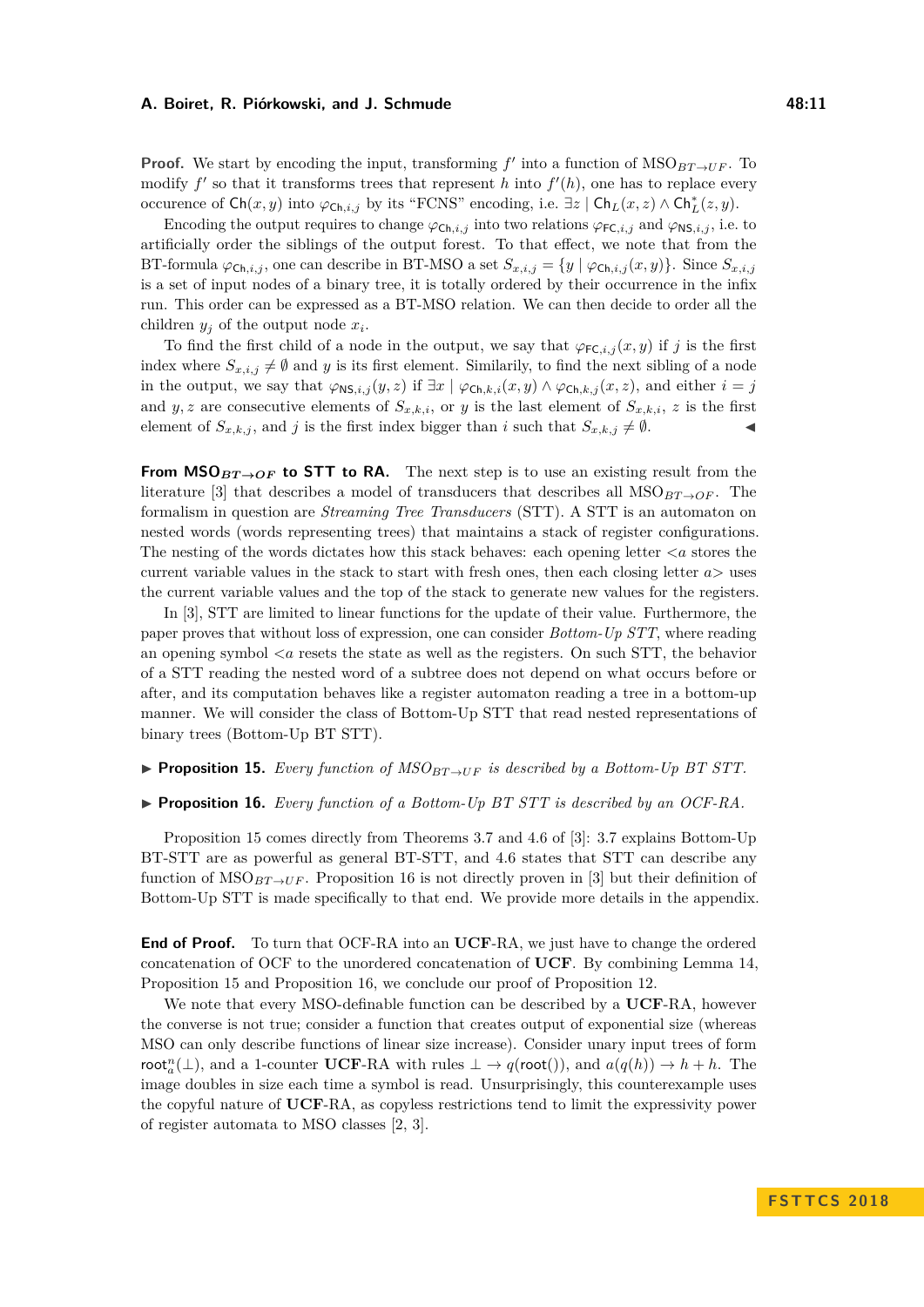**Proof.** We start by encoding the input, transforming $f'$ into a function of $\text{MSO}_{BT \to UF}$. To modify $f'$ so that it transforms trees that represent $h$ into $f'(h)$, one has to replace every occurence of $\mathsf{Ch}(x, y)$ into $\varphi_{\mathsf{Ch},i,j}$ by its "FCNS" encoding, i.e. $\exists z \mid \mathsf{Ch}_L(x, z) \wedge \mathsf{Ch}_L^*(z, y)$.

Encoding the output requires to change $\varphi_{\mathsf{Ch},i,j}$ into two relations $\varphi_{\mathsf{FC},i,j}$ and $\varphi_{\mathsf{NS},i,j}$, i.e. to artificially order the siblings of the output forest. To that effect, we note that from the BT-formula $\varphi_{\mathsf{Ch},i,j}$, one can describe in BT-MSO a set $S_{x,i,j} = \{y \mid \varphi_{\mathsf{Ch},i,j}(x, y)\}$. Since $S_{x,i,j}$ is a set of input nodes of a binary tree, it is totally ordered by their occurrence in the infix run. This order can be expressed as a BT-MSO relation. We can then decide to order all the children $y_j$ of the output node $x_i$.

To find the first child of a node in the output, we say that $\varphi_{\mathsf{FC},i,j}(x, y)$ if $j$ is the first index where $S_{x,i,j} \neq \emptyset$ and $y$ is its first element. Similarly, to find the next sibling of a node in the output, we say that $\varphi_{\mathsf{NS},i,j}(y, z)$ if $\exists x \mid \varphi_{\mathsf{Ch},k,i}(x, y) \wedge \varphi_{\mathsf{Ch},k,j}(x, z)$, and either $i = j$ and $y, z$ are consecutive elements of $S_{x,k,i}$, or $y$ is the last element of $S_{x,k,i}$, $z$ is the first element of $S_{x,k,j}$, and $j$ is the first index bigger than $i$ such that $S_{x,k,j} \neq \emptyset$. ◀

**From $\text{MSO}_{BT \to OF}$ to STT to RA.** The next step is to use an existing result from the literature [3] that describes a model of transducers that describes all $\text{MSO}_{BT \to OF}$. The formalism in question are *Streaming Tree Transducers* (STT). A STT is an automaton on nested words (words representing trees) that maintains a stack of register configurations. The nesting of the words dictates how this stack behaves: each opening letter $<a$ stores the current variable values in the stack to start with fresh ones, then each closing letter $a>$ uses the current variable values and the top of the stack to generate new values for the registers.

In [3], STT are limited to linear functions for the update of their value. Furthermore, the paper proves that without loss of expression, one can consider *Bottom-Up STT*, where reading an opening symbol $<a$ resets the state as well as the registers. On such STT, the behavior of a STT reading the nested word of a subtree does not depend on what occurs before or after, and its computation behaves like a register automaton reading a tree in a bottom-up manner. We will consider the class of Bottom-Up STT that read nested representations of binary trees (Bottom-Up BT STT).

▶ **Proposition 15.** *Every function of $\text{MSO}_{BT \to UF}$ is described by a Bottom-Up BT STT.*

▶ **Proposition 16.** *Every function of a Bottom-Up BT STT is described by an OCF-RA.*

Proposition 15 comes directly from Theorems 3.7 and 4.6 of [3]: 3.7 explains Bottom-Up BT-STT are as powerful as general BT-STT, and 4.6 states that STT can describe any function of $\text{MSO}_{BT \to UF}$. Proposition 16 is not directly proven in [3] but their definition of Bottom-Up STT is made specifically to that end. We provide more details in the appendix.

**End of Proof.** To turn that OCF-RA into an **UCF**-RA, we just have to change the ordered concatenation of OCF to the unordered concatenation of **UCF**. By combining Lemma 14, Proposition 15 and Proposition 16, we conclude our proof of Proposition 12.

We note that every MSO-definable function can be described by a **UCF**-RA, however the converse is not true; consider a function that creates output of exponential size (whereas MSO can only describe functions of linear size increase). Consider unary input trees of form $\mathsf{root}_a^n(\bot)$, and a 1-counter **UCF**-RA with rules $\bot \to q(\mathsf{root}())$, and $a(q(h)) \to h + h$. The image doubles in size each time a symbol is read. Unsurprisingly, this counterexample uses the copyful nature of **UCF**-RA, as copyless restrictions tend to limit the expressivity power of register automata to MSO classes [2, 3].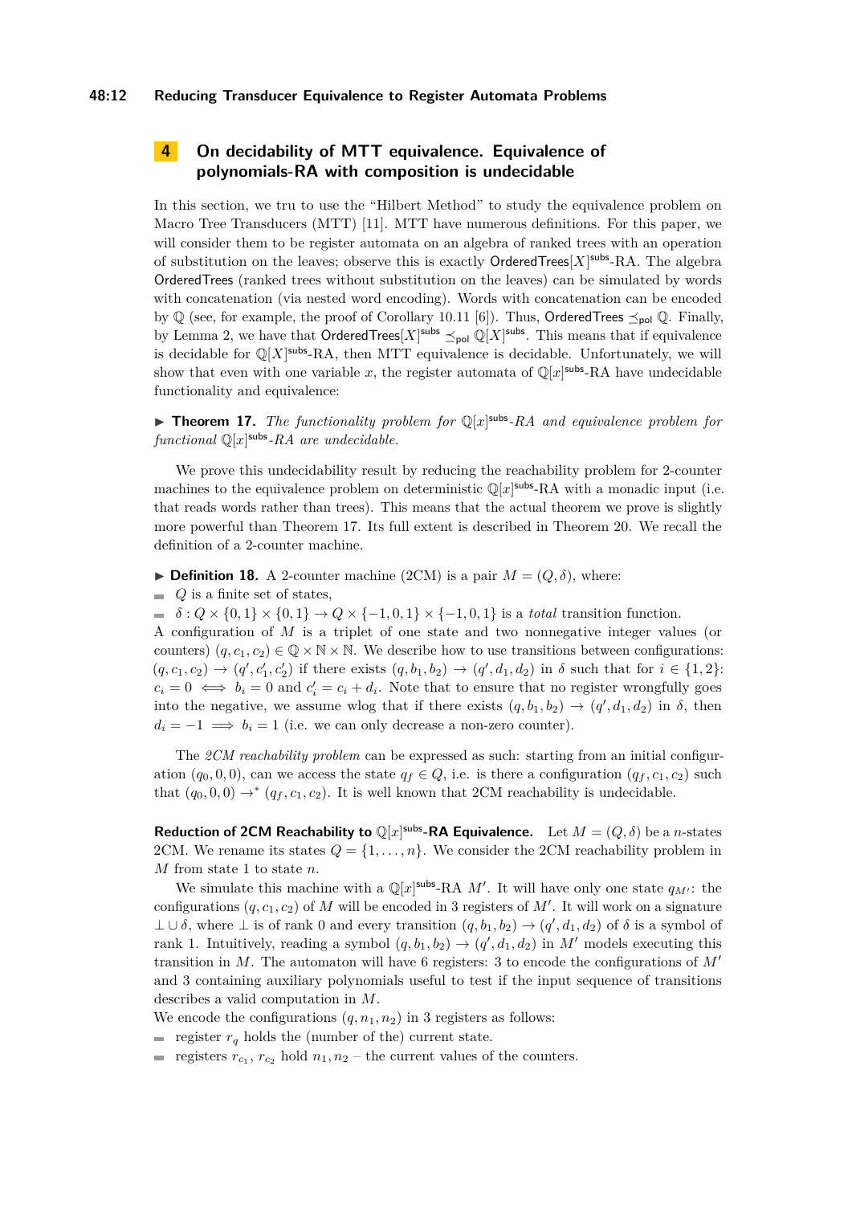## 4 On decidability of MTT equivalence. Equivalence of polynomials-RA with composition is undecidable

In this section, we tru to use the “Hilbert Method” to study the equivalence problem on Macro Tree Transducers (MTT) [11]. MTT have numerous definitions. For this paper, we will consider them to be register automata on an algebra of ranked trees with an operation of substitution on the leaves; observe this is exactly $\mathsf{OrderedTrees}[X]^{\mathsf{subs}}$-RA. The algebra $\mathsf{OrderedTrees}$ (ranked trees without substitution on the leaves) can be simulated by words with concatenation (via nested word encoding). Words with concatenation can be encoded by $\mathbb{Q}$ (see, for example, the proof of Corollary 10.11 [6]). Thus, $\mathsf{OrderedTrees} \preceq_{\mathsf{pol}} \mathbb{Q}$. Finally, by Lemma 2, we have that $\mathsf{OrderedTrees}[X]^{\mathsf{subs}} \preceq_{\mathsf{pol}} \mathbb{Q}[X]^{\mathsf{subs}}$. This means that if equivalence is decidable for $\mathbb{Q}[X]^{\mathsf{subs}}$-RA, then MTT equivalence is decidable. Unfortunately, we will show that even with one variable $x$, the register automata of $\mathbb{Q}[x]^{\mathsf{subs}}$-RA have undecidable functionality and equivalence:

▶ **Theorem 17.** *The functionality problem for $\mathbb{Q}[x]^{\mathsf{subs}}$-RA and equivalence problem for functional $\mathbb{Q}[x]^{\mathsf{subs}}$-RA are undecidable.*

We prove this undecidability result by reducing the reachability problem for 2-counter machines to the equivalence problem on deterministic $\mathbb{Q}[x]^{\mathsf{subs}}$-RA with a monadic input (i.e. that reads words rather than trees). This means that the actual theorem we prove is slightly more powerful than Theorem 17. Its full extent is described in Theorem 20. We recall the definition of a 2-counter machine.

▶ **Definition 18.** A 2-counter machine (2CM) is a pair $M = (Q, \delta)$, where:

- $Q$ is a finite set of states,
- $\delta : Q \times \{0,1\} \times \{0,1\} \to Q \times \{-1,0,1\} \times \{-1,0,1\}$ is a *total* transition function.

A configuration of $M$ is a triplet of one state and two nonnegative integer values (or counters) $(q, c_1, c_2) \in \mathbb{Q} \times \mathbb{N} \times \mathbb{N}$. We describe how to use transitions between configurations: $(q, c_1, c_2) \to (q', c_1', c_2')$ if there exists $(q, b_1, b_2) \to (q', d_1, d_2)$ in $\delta$ such that for $i \in \{1,2\}$: $c_i = 0 \iff b_i = 0$ and $c_i' = c_i + d_i$. Note that to ensure that no register wrongfully goes into the negative, we assume wlog that if there exists $(q, b_1, b_2) \to (q', d_1, d_2)$ in $\delta$, then $d_i = -1 \implies b_i = 1$ (i.e. we can only decrease a non-zero counter).

The *2CM reachability problem* can be expressed as such: starting from an initial configuration $(q_0, 0, 0)$, can we access the state $q_f \in Q$, i.e. is there a configuration $(q_f, c_1, c_2)$ such that $(q_0, 0, 0) \to^* (q_f, c_1, c_2)$. It is well known that 2CM reachability is undecidable.

**Reduction of 2CM Reachability to $\mathbb{Q}[x]^{\mathsf{subs}}$-RA Equivalence.** Let $M = (Q, \delta)$ be a $n$-states 2CM. We rename its states $Q = \{1, \ldots, n\}$. We consider the 2CM reachability problem in $M$ from state 1 to state $n$.

We simulate this machine with a $\mathbb{Q}[x]^{\mathsf{subs}}$-RA $M'$. It will have only one state $q_{M'}$: the configurations $(q, c_1, c_2)$ of $M$ will be encoded in 3 registers of $M'$. It will work on a signature $\perp \cup \delta$, where $\perp$ is of rank 0 and every transition $(q, b_1, b_2) \to (q', d_1, d_2)$ of $\delta$ is a symbol of rank 1. Intuitively, reading a symbol $(q, b_1, b_2) \to (q', d_1, d_2)$ in $M'$ models executing this transition in $M$. The automaton will have 6 registers: 3 to encode the configurations of $M'$ and 3 containing auxiliary polynomials useful to test if the input sequence of transitions describes a valid computation in $M$.

We encode the configurations $(q, n_1, n_2)$ in 3 registers as follows:

- register $r_q$ holds the (number of the) current state.
- registers $r_{c_1}$, $r_{c_2}$ hold $n_1, n_2$ – the current values of the counters.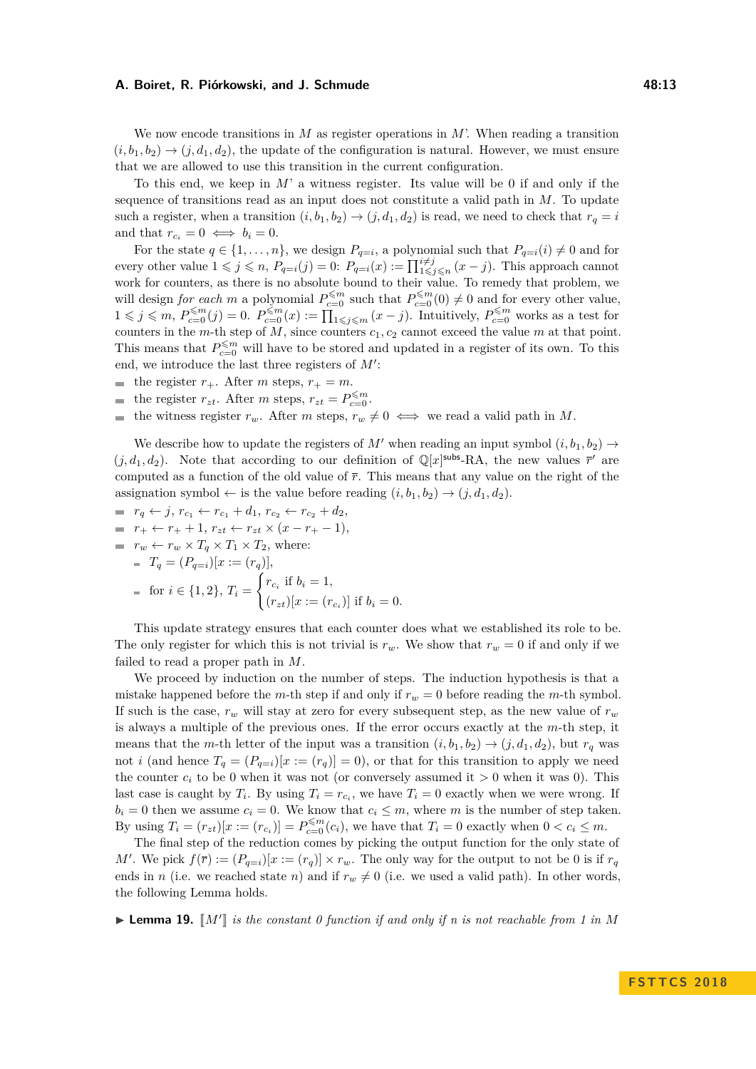We now encode transitions in $M$ as register operations in $M'$. When reading a transition $(i, b_1, b_2) \to (j, d_1, d_2)$, the update of the configuration is natural. However, we must ensure that we are allowed to use this transition in the current configuration.

To this end, we keep in $M'$ a witness register. Its value will be 0 if and only if the sequence of transitions read as an input does not constitute a valid path in $M$. To update such a register, when a transition $(i, b_1, b_2) \to (j, d_1, d_2)$ is read, we need to check that $r_q = i$ and that $r_{c_i} = 0 \iff b_i = 0$.

For the state $q \in \{1, \dots, n\}$, we design $P_{q=i}$, a polynomial such that $P_{q=i}(i) \neq 0$ and for every other value $1 \leqslant j \leqslant n$, $P_{q=i}(j) = 0$: $P_{q=i}(x) := \prod_{1 \leqslant j \leqslant n}^{i \neq j} (x - j)$. This approach cannot work for counters, as there is no absolute bound to their value. To remedy that problem, we will design *for each* $m$ a polynomial $P_{c=0}^{\leqslant m}$ such that $P_{c=0}^{\leqslant m}(0) \neq 0$ and for every other value, $1 \leqslant j \leqslant m$, $P_{c=0}^{\leqslant m}(j) = 0$. $P_{c=0}^{\leqslant m}(x) := \prod_{1 \leqslant j \leqslant m} (x - j)$. Intuitively, $P_{c=0}^{\leqslant m}$ works as a test for counters in the $m$-th step of $M$, since counters $c_1, c_2$ cannot exceed the value $m$ at that point. This means that $P_{c=0}^{\leqslant m}$ will have to be stored and updated in a register of its own. To this end, we introduce the last three registers of $M'$:

- the register $r_+$. After $m$ steps, $r_+ = m$.
- the register $r_{zt}$. After $m$ steps, $r_{zt} = P_{c=0}^{\leqslant m}$.
- the witness register $r_w$. After $m$ steps, $r_w \neq 0 \iff$ we read a valid path in $M$.

We describe how to update the registers of $M'$ when reading an input symbol $(i, b_1, b_2) \to (j, d_1, d_2)$. Note that according to our definition of $\mathbb{Q}[x]^{\mathsf{subs}}$-RA, the new values $\overline{r}'$ are computed as a function of the old value of $\overline{r}$. This means that any value on the right of the assignation symbol $\leftarrow$ is the value before reading $(i, b_1, b_2) \to (j, d_1, d_2)$.

- $r_q \leftarrow j$, $r_{c_1} \leftarrow r_{c_1} + d_1$, $r_{c_2} \leftarrow r_{c_2} + d_2$,
- $r_+ \leftarrow r_+ + 1$, $r_{zt} \leftarrow r_{zt} \times (x - r_+ - 1)$,
- $r_w \leftarrow r_w \times T_q \times T_1 \times T_2$, where:
  - $T_q = (P_{q=i})[x := (r_q)]$,
  - for $i \in \{1, 2\}$, $T_i = \begin{cases} r_{c_i} \text{ if } b_i = 1, \\ (r_{zt})[x := (r_{c_i})] \text{ if } b_i = 0. \end{cases}$

This update strategy ensures that each counter does what we established its role to be. The only register for which this is not trivial is $r_w$. We show that $r_w = 0$ if and only if we failed to read a proper path in $M$.

We proceed by induction on the number of steps. The induction hypothesis is that a mistake happened before the $m$-th step if and only if $r_w = 0$ before reading the $m$-th symbol. If such is the case, $r_w$ will stay at zero for every subsequent step, as the new value of $r_w$ is always a multiple of the previous ones. If the error occurs exactly at the $m$-th step, it means that the $m$-th letter of the input was a transition $(i, b_1, b_2) \to (j, d_1, d_2)$, but $r_q$ was not $i$ (and hence $T_q = (P_{q=i})[x := (r_q)] = 0$), or that for this transition to apply we need the counter $c_i$ to be 0 when it was not (or conversely assumed it $> 0$ when it was 0). This last case is caught by $T_i$. By using $T_i = r_{c_i}$, we have $T_i = 0$ exactly when we were wrong. If $b_i = 0$ then we assume $c_i = 0$. We know that $c_i \leq m$, where $m$ is the number of step taken. By using $T_i = (r_{zt})[x := (r_{c_i})] = P_{c=0}^{\leqslant m}(c_i)$, we have that $T_i = 0$ exactly when $0 < c_i \leq m$.

The final step of the reduction comes by picking the output function for the only state of $M'$. We pick $f(\overline{r}) := (P_{q=i})[x := (r_q)] \times r_w$. The only way for the output to not be 0 is if $r_q$ ends in $n$ (i.e. we reached state $n$) and if $r_w \neq 0$ (i.e. we used a valid path). In other words, the following Lemma holds.

▶ **Lemma 19.** *$[\![M']\!]$ is the constant 0 function if and only if n is not reachable from 1 in M*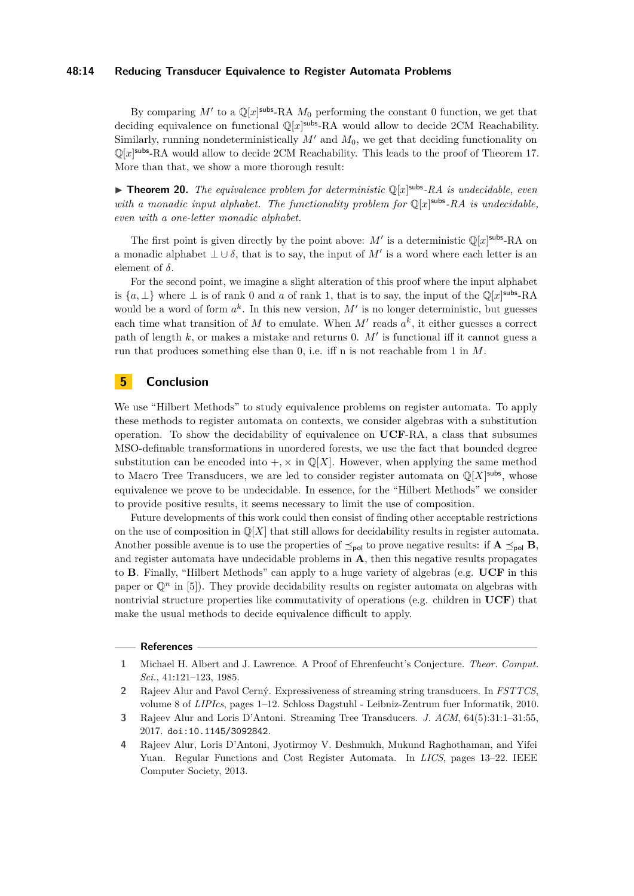By comparing $M'$ to a $\mathbb{Q}[x]^{\mathsf{subs}}$-RA $M_0$ performing the constant 0 function, we get that deciding equivalence on functional $\mathbb{Q}[x]^{\mathsf{subs}}$-RA would allow to decide 2CM Reachability. Similarly, running nondeterministically $M'$ and $M_0$, we get that deciding functionality on $\mathbb{Q}[x]^{\mathsf{subs}}$-RA would allow to decide 2CM Reachability. This leads to the proof of Theorem 17. More than that, we show a more thorough result:

▶ **Theorem 20.** *The equivalence problem for deterministic $\mathbb{Q}[x]^{\mathsf{subs}}$-RA is undecidable, even with a monadic input alphabet. The functionality problem for $\mathbb{Q}[x]^{\mathsf{subs}}$-RA is undecidable, even with a one-letter monadic alphabet.*

The first point is given directly by the point above: $M'$ is a deterministic $\mathbb{Q}[x]^{\mathsf{subs}}$-RA on a monadic alphabet $\perp \cup \delta$, that is to say, the input of $M'$ is a word where each letter is an element of $\delta$.

For the second point, we imagine a slight alteration of this proof where the input alphabet is $\{a, \perp\}$ where $\perp$ is of rank 0 and $a$ of rank 1, that is to say, the input of the $\mathbb{Q}[x]^{\mathsf{subs}}$-RA would be a word of form $a^k$. In this new version, $M'$ is no longer deterministic, but guesses each time what transition of $M$ to emulate. When $M'$ reads $a^k$, it either guesses a correct path of length $k$, or makes a mistake and returns 0. $M'$ is functional iff it cannot guess a run that produces something else than 0, i.e. iff n is not reachable from 1 in $M$.

## 5 Conclusion

We use "Hilbert Methods" to study equivalence problems on register automata. To apply these methods to register automata on contexts, we consider algebras with a substitution operation. To show the decidability of equivalence on **UCF**-RA, a class that subsumes MSO-definable transformations in unordered forests, we use the fact that bounded degree substitution can be encoded into $+, \times$ in $\mathbb{Q}[X]$. However, when applying the same method to Macro Tree Transducers, we are led to consider register automata on $\mathbb{Q}[X]^{\mathsf{subs}}$, whose equivalence we prove to be undecidable. In essence, for the "Hilbert Methods" we consider to provide positive results, it seems necessary to limit the use of composition.

Future developments of this work could then consist of finding other acceptable restrictions on the use of composition in $\mathbb{Q}[X]$ that still allows for decidability results in register automata. Another possible avenue is to use the properties of $\preceq_{\mathsf{pol}}$ to prove negative results: if $\mathbf{A} \preceq_{\mathsf{pol}} \mathbf{B}$, and register automata have undecidable problems in $\mathbf{A}$, then this negative results propagates to $\mathbf{B}$. Finally, "Hilbert Methods" can apply to a huge variety of algebras (e.g. **UCF** in this paper or $\mathbb{Q}^n$ in [5]). They provide decidability results on register automata on algebras with nontrivial structure properties like commutativity of operations (e.g. children in **UCF**) that make the usual methods to decide equivalence difficult to apply.

### References

1. Michael H. Albert and J. Lawrence. A Proof of Ehrenfeucht's Conjecture. *Theor. Comput. Sci.*, 41:121–123, 1985.
2. Rajeev Alur and Pavol Cerný. Expressiveness of streaming string transducers. In *FSTTCS*, volume 8 of *LIPIcs*, pages 1–12. Schloss Dagstuhl - Leibniz-Zentrum fuer Informatik, 2010.
3. Rajeev Alur and Loris D'Antoni. Streaming Tree Transducers. *J. ACM*, 64(5):31:1–31:55, 2017. doi:10.1145/3092842.
4. Rajeev Alur, Loris D'Antoni, Jyotirmoy V. Deshmukh, Mukund Raghothaman, and Yifei Yuan. Regular Functions and Cost Register Automata. In *LICS*, pages 13–22. IEEE Computer Society, 2013.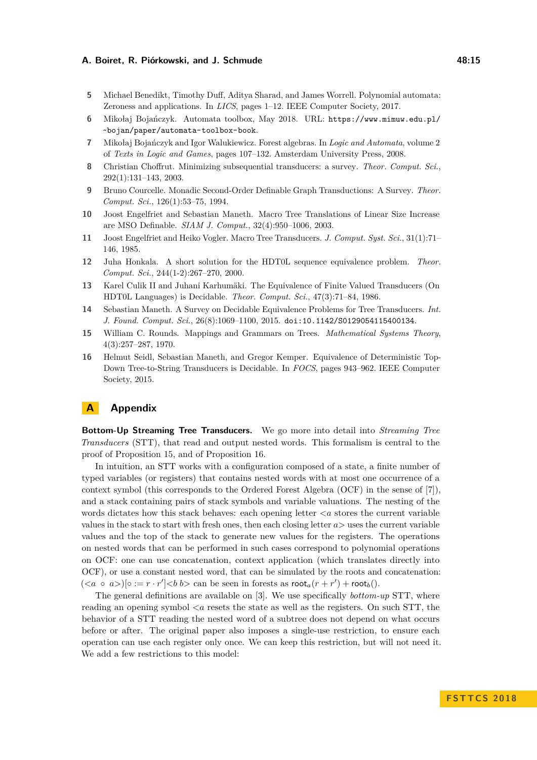5. Michael Benedikt, Timothy Duff, Aditya Sharad, and James Worrell. Polynomial automata: Zeroness and applications. In *LICS*, pages 1–12. IEEE Computer Society, 2017.
6. Mikołaj Bojańczyk. Automata toolbox, May 2018. URL: https://www.mimuw.edu.pl/~bojan/paper/automata-toolbox-book.
7. Mikołaj Bojańczyk and Igor Walukiewicz. Forest algebras. In *Logic and Automata*, volume 2 of *Texts in Logic and Games*, pages 107–132. Amsterdam University Press, 2008.
8. Christian Choffrut. Minimizing subsequential transducers: a survey. *Theor. Comput. Sci.*, 292(1):131–143, 2003.
9. Bruno Courcelle. Monadic Second-Order Definable Graph Transductions: A Survey. *Theor. Comput. Sci.*, 126(1):53–75, 1994.
10. Joost Engelfriet and Sebastian Maneth. Macro Tree Translations of Linear Size Increase are MSO Definable. *SIAM J. Comput.*, 32(4):950–1006, 2003.
11. Joost Engelfriet and Heiko Vogler. Macro Tree Transducers. *J. Comput. Syst. Sci.*, 31(1):71–146, 1985.
12. Juha Honkala. A short solution for the HDT0L sequence equivalence problem. *Theor. Comput. Sci.*, 244(1-2):267–270, 2000.
13. Karel Culik II and Juhani Karhumäki. The Equivalence of Finite Valued Transducers (On HDT0L Languages) is Decidable. *Theor. Comput. Sci.*, 47(3):71–84, 1986.
14. Sebastian Maneth. A Survey on Decidable Equivalence Problems for Tree Transducers. *Int. J. Found. Comput. Sci.*, 26(8):1069–1100, 2015. doi:10.1142/S0129054115400134.
15. William C. Rounds. Mappings and Grammars on Trees. *Mathematical Systems Theory*, 4(3):257–287, 1970.
16. Helmut Seidl, Sebastian Maneth, and Gregor Kemper. Equivalence of Deterministic Top-Down Tree-to-String Transducers is Decidable. In *FOCS*, pages 943–962. IEEE Computer Society, 2015.

# A Appendix

**Bottom-Up Streaming Tree Transducers.** We go more into detail into *Streaming Tree Transducers* (STT), that read and output nested words. This formalism is central to the proof of Proposition 15, and of Proposition 16.

In intuition, an STT works with a configuration composed of a state, a finite number of typed variables (or registers) that contains nested words with at most one occurrence of a context symbol (this corresponds to the Ordered Forest Algebra (OCF) in the sense of [7]), and a stack containing pairs of stack symbols and variable valuations. The nesting of the words dictates how this stack behaves: each opening letter $<a$ stores the current variable values in the stack to start with fresh ones, then each closing letter $a>$ uses the current variable values and the top of the stack to generate new values for the registers. The operations on nested words that can be performed in such cases correspond to polynomial operations on OCF: one can use concatenation, context application (which translates directly into OCF), or use a constant nested word, that can be simulated by the roots and concatenation: $(<a \circ a>)[\circ := r \cdot r']<b\, b>$ can be seen in forests as $\mathsf{root}_a(r + r') + \mathsf{root}_b()$.

The general definitions are available on [3]. We use specifically *bottom-up* STT, where reading an opening symbol $<a$ resets the state as well as the registers. On such STT, the behavior of a STT reading the nested word of a subtree does not depend on what occurs before or after. The original paper also imposes a single-use restriction, to ensure each operation can use each register only once. We can keep this restriction, but will not need it. We add a few restrictions to this model: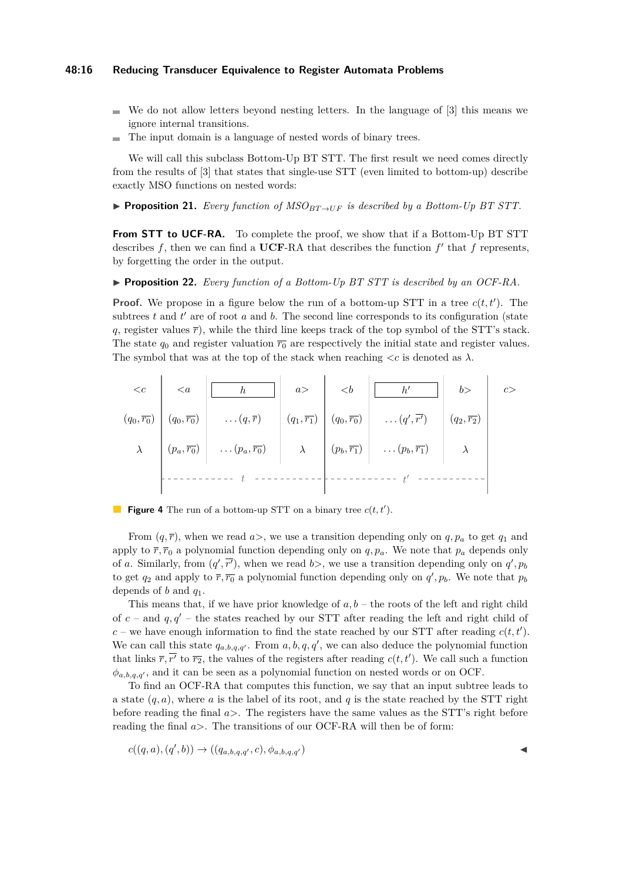- We do not allow letters beyond nesting letters. In the language of [3] this means we ignore internal transitions.
- The input domain is a language of nested words of binary trees.

We will call this subclass Bottom-Up BT STT. The first result we need comes directly from the results of [3] that states that single-use STT (even limited to bottom-up) describe exactly MSO functions on nested words:

▶ **Proposition 21.** *Every function of $MSO_{BT\to UF}$ is described by a Bottom-Up BT STT.*

**From STT to UCF-RA.** To complete the proof, we show that if a Bottom-Up BT STT describes $f$, then we can find a **UCF**-RA that describes the function $f'$ that $f$ represents, by forgetting the order in the output.

▶ **Proposition 22.** *Every function of a Bottom-Up BT STT is described by an OCF-RA.*

**Proof.** We propose in a figure below the run of a bottom-up STT in a tree $c(t,t')$. The subtrees $t$ and $t'$ are of root $a$ and $b$. The second line corresponds to its configuration (state $q$, register values $\overline{r}$), while the third line keeps track of the top symbol of the STT's stack. The state $q_0$ and register valuation $\overline{r_0}$ are respectively the initial state and register values. The symbol that was at the top of the stack when reaching $<c$ is denoted as $\lambda$.

| $<c$ | $<a$ | $h$ | $a>$ | $<b$ | $h'$ | $b>$ | $c>$ |
|---|---|---|---|---|---|---|---|
| $(q_0,\overline{r_0})$ | $(q_0,\overline{r_0})$ | $\dots(q,\overline{r})$ | $(q_1,\overline{r_1})$ | $(q_0,\overline{r_0})$ | $\dots(q',\overline{r'})$ | $(q_2,\overline{r_2})$ | |
| $\lambda$ | $(p_a,\overline{r_0})$ | $\dots(p_a,\overline{r_0})$ | $\lambda$ | $(p_b,\overline{r_1})$ | $\dots(p_b,\overline{r_1})$ | $\lambda$ | |
| | $t$ | | | $t'$ | | | |

**Figure 4** The run of a bottom-up STT on a binary tree $c(t,t')$.

From $(q,\overline{r})$, when we read $a>$, we use a transition depending only on $q,p_a$ to get $q_1$ and apply to $\overline{r},\overline{r_0}$ a polynomial function depending only on $q,p_a$. We note that $p_a$ depends only of $a$. Similarly, from $(q',\overline{r'})$, when we read $b>$, we use a transition depending only on $q',p_b$ to get $q_2$ and apply to $\overline{r},\overline{r_0}$ a polynomial function depending only on $q',p_b$. We note that $p_b$ depends of $b$ and $q_1$.

This means that, if we have prior knowledge of $a,b$ – the roots of the left and right child of $c$ – and $q,q'$ – the states reached by our STT after reading the left and right child of $c$ – we have enough information to find the state reached by our STT after reading $c(t,t')$. We can call this state $q_{a,b,q,q'}$. From $a,b,q,q'$, we can also deduce the polynomial function that links $\overline{r},\overline{r'}$ to $\overline{r_2}$, the values of the registers after reading $c(t,t')$. We call such a function $\phi_{a,b,q,q'}$, and it can be seen as a polynomial function on nested words or on OCF.

To find an OCF-RA that computes this function, we say that an input subtree leads to a state $(q,a)$, where $a$ is the label of its root, and $q$ is the state reached by the STT right before reading the final $a>$. The registers have the same values as the STT's right before reading the final $a>$. The transitions of our OCF-RA will then be of form:

$$c((q,a),(q',b)) \to ((q_{a,b,q,q'},c),\phi_{a,b,q,q'})$$ ◀